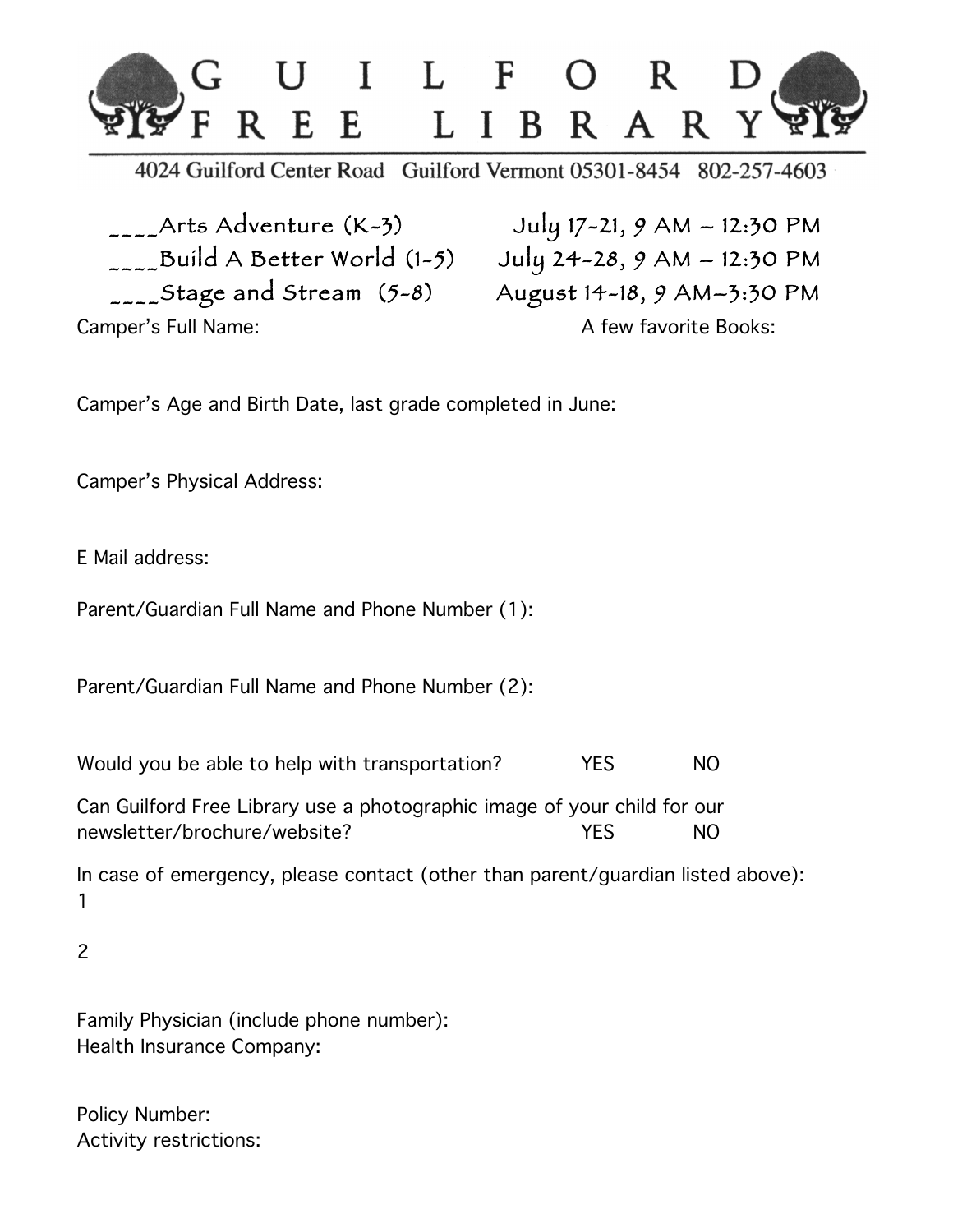# GUILFORD FREE LIBRARY

4024 Guilford Center Road Guilford Vermont 05301-8454 802-257-4603

____Arts Adventure (K-3) July 17-21, 9 AM – 12:30 PM

____Build A Better World (1-5) July 24-28, 9 AM – 12:30 PM

____Stage and Stream (5-8) August 14-18, 9 AM–3:30 PM

Camper's Full Name: A few favorite Books:

Camper's Age and Birth Date, last grade completed in June:

Camper's Physical Address:

E Mail address:

Parent/Guardian Full Name and Phone Number (1):

Parent/Guardian Full Name and Phone Number (2):

Would you be able to help with transportation? YES NO

Can Guilford Free Library use a photographic image of your child for our newsletter/brochure/website? YES NO

In case of emergency, please contact (other than parent/guardian listed above):

1

2

Family Physician (include phone number):

Health Insurance Company:

Policy Number:

Activity restrictions: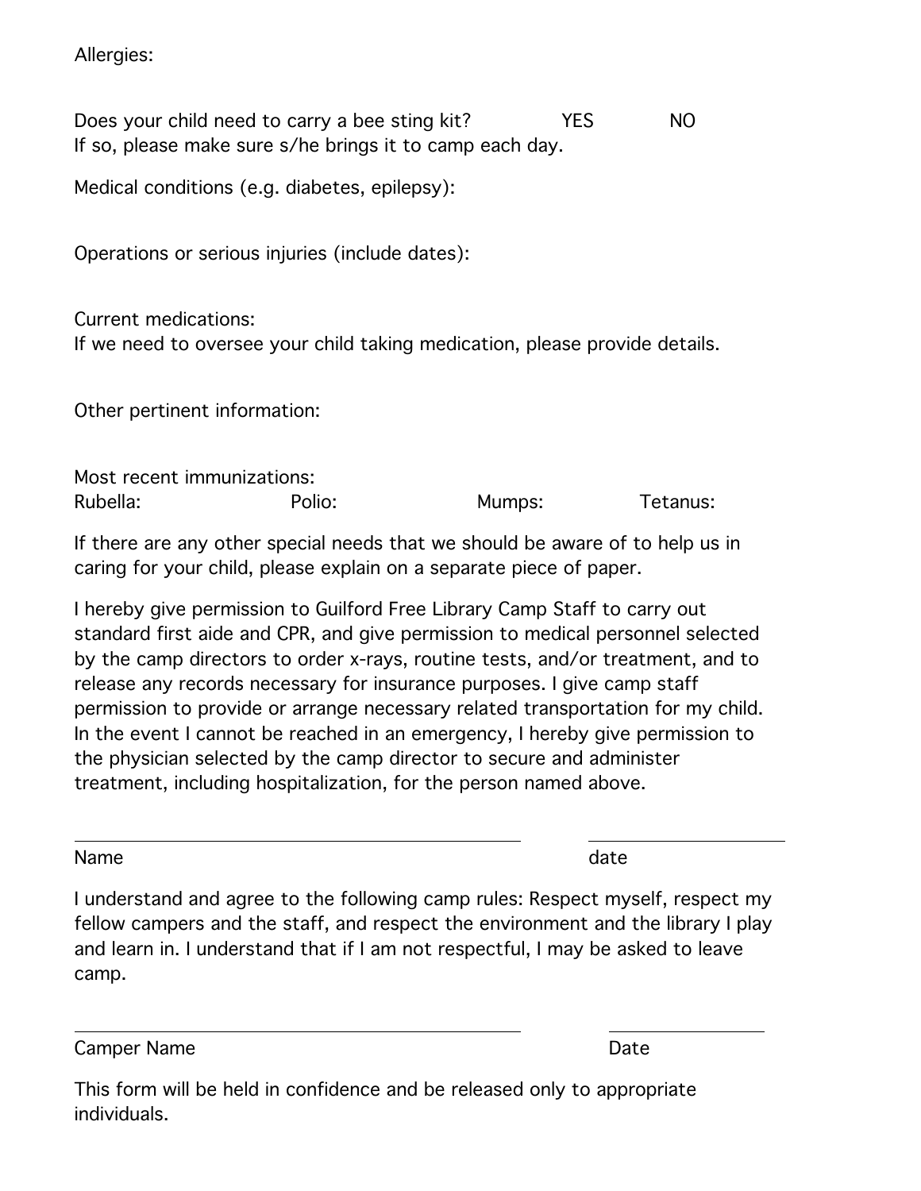Allergies:

Does your child need to carry a bee sting kit? YES NO
If so, please make sure s/he brings it to camp each day.

Medical conditions (e.g. diabetes, epilepsy):

Operations or serious injuries (include dates):

Current medications:
If we need to oversee your child taking medication, please provide details.

Other pertinent information:

Most recent immunizations:
Rubella: Polio: Mumps: Tetanus:

If there are any other special needs that we should be aware of to help us in caring for your child, please explain on a separate piece of paper.

I hereby give permission to Guilford Free Library Camp Staff to carry out standard first aide and CPR, and give permission to medical personnel selected by the camp directors to order x-rays, routine tests, and/or treatment, and to release any records necessary for insurance purposes. I give camp staff permission to provide or arrange necessary related transportation for my child. In the event I cannot be reached in an emergency, I hereby give permission to the physician selected by the camp director to secure and administer treatment, including hospitalization, for the person named above.

______________________________ ______________

Name date

I understand and agree to the following camp rules: Respect myself, respect my fellow campers and the staff, and respect the environment and the library I play and learn in. I understand that if I am not respectful, I may be asked to leave camp.

______________________________ ______________

Camper Name Date

This form will be held in confidence and be released only to appropriate individuals.